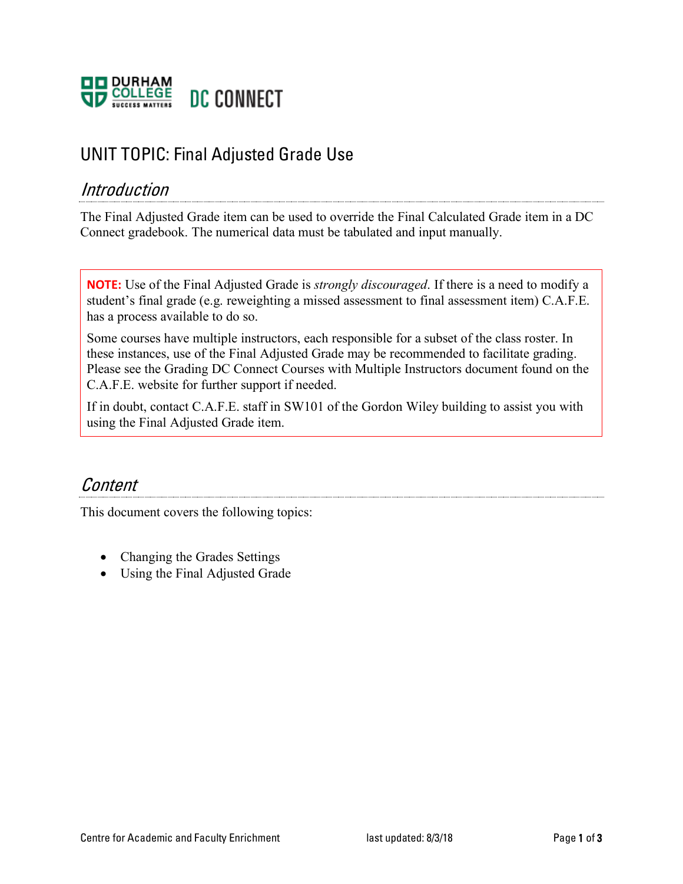DURHAM COLLEGE SUCCESS MATTERS DC CONNECT

# UNIT TOPIC: Final Adjusted Grade Use

## *Introduction*

The Final Adjusted Grade item can be used to override the Final Calculated Grade item in a DC Connect gradebook. The numerical data must be tabulated and input manually.

> **NOTE:** Use of the Final Adjusted Grade is *strongly discouraged*. If there is a need to modify a student's final grade (e.g. reweighting a missed assessment to final assessment item) C.A.F.E. has a process available to do so.
>
> Some courses have multiple instructors, each responsible for a subset of the class roster. In these instances, use of the Final Adjusted Grade may be recommended to facilitate grading. Please see the Grading DC Connect Courses with Multiple Instructors document found on the C.A.F.E. website for further support if needed.
>
> If in doubt, contact C.A.F.E. staff in SW101 of the Gordon Wiley building to assist you with using the Final Adjusted Grade item.

## *Content*

This document covers the following topics:

- Changing the Grades Settings
- Using the Final Adjusted Grade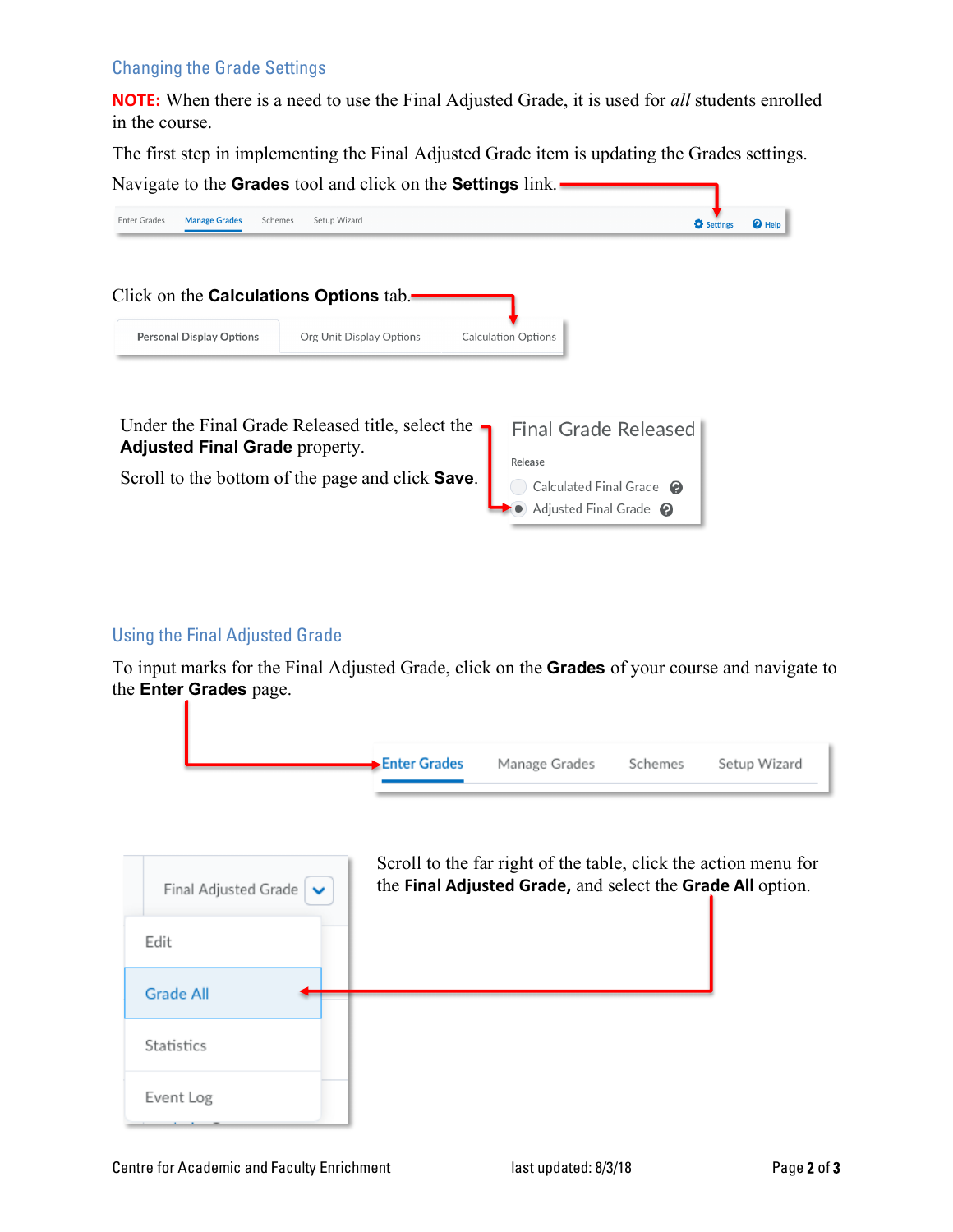## Changing the Grade Settings

**NOTE:** When there is a need to use the Final Adjusted Grade, it is used for *all* students enrolled in the course.

The first step in implementing the Final Adjusted Grade item is updating the Grades settings.

Navigate to the **Grades** tool and click on the **Settings** link.

Click on the **Calculations Options** tab.

Under the Final Grade Released title, select the **Adjusted Final Grade** property.

Scroll to the bottom of the page and click **Save**.

## Using the Final Adjusted Grade

To input marks for the Final Adjusted Grade, click on the **Grades** of your course and navigate to the **Enter Grades** page.

Scroll to the far right of the table, click the action menu for the **Final Adjusted Grade,** and select the **Grade All** option.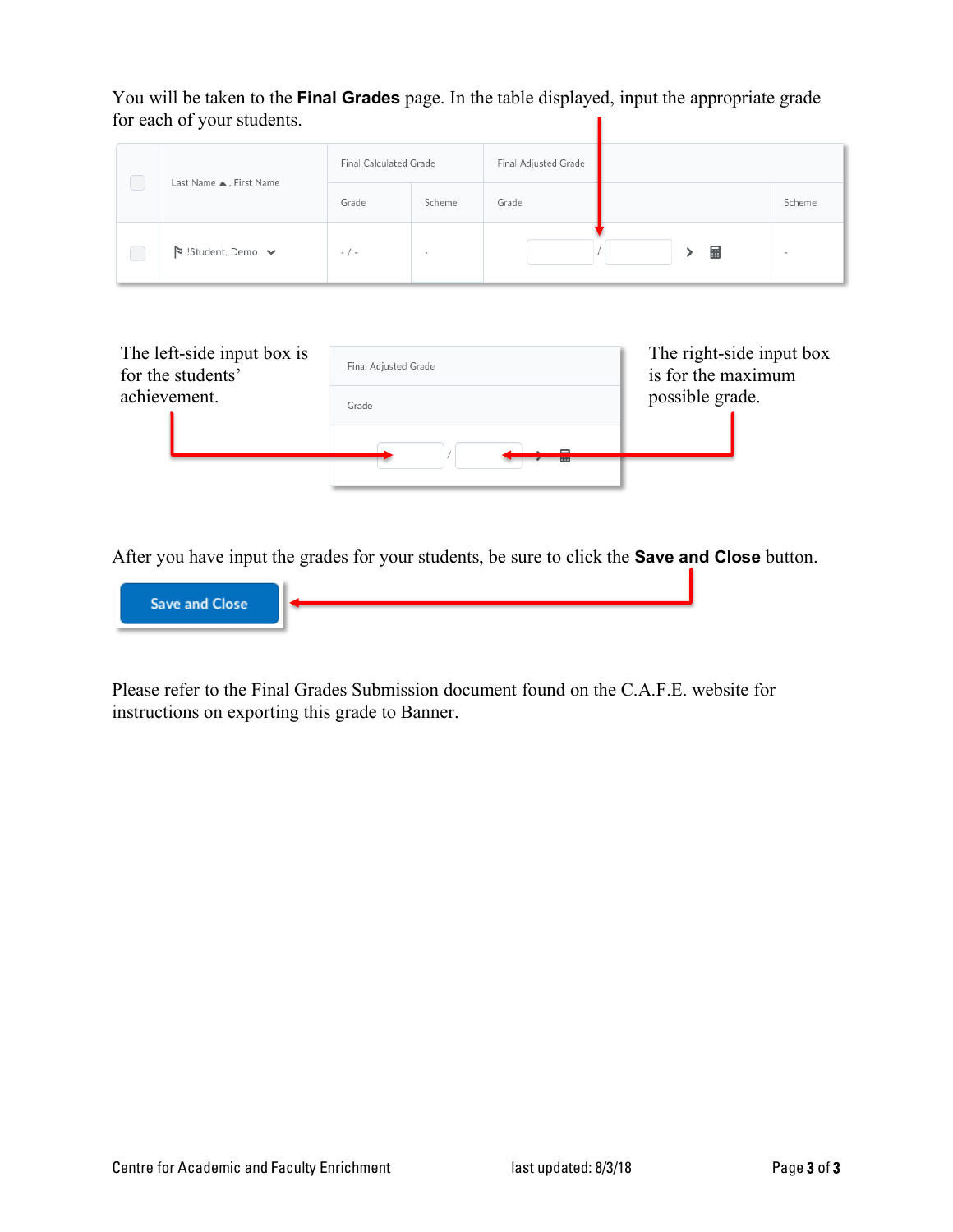You will be taken to the **Final Grades** page. In the table displayed, input the appropriate grade for each of your students.

| | Last Name ▲, First Name | Final Calculated Grade | | Final Adjusted Grade | |
|---|---|---|---|---|---|
| | | Grade | Scheme | Grade | Scheme |
| | !Student, Demo | - / - | - | / | - |

The left-side input box is for the students' achievement.

The right-side input box is for the maximum possible grade.

After you have input the grades for your students, be sure to click the **Save and Close** button.

Save and Close

Please refer to the Final Grades Submission document found on the C.A.F.E. website for instructions on exporting this grade to Banner.